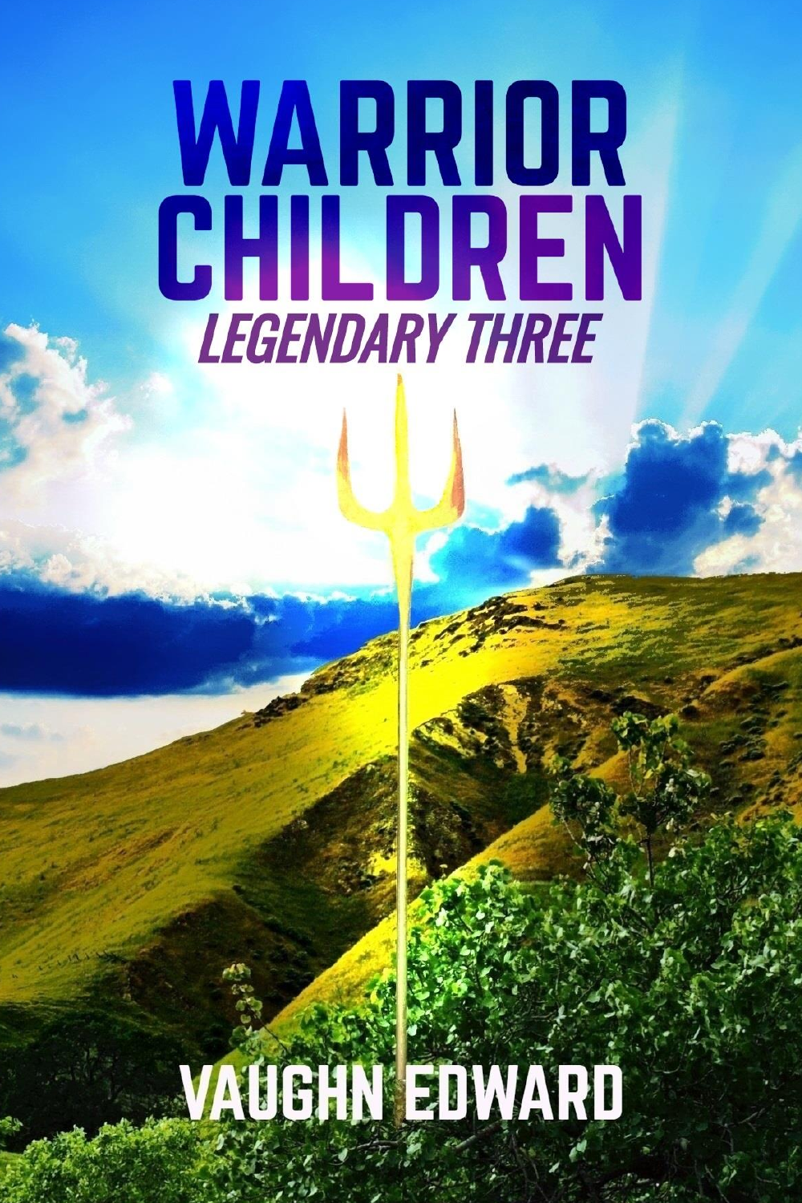# WARRIOR CHILDREN

## LEGENDARY THREE

VAUGHN EDWARD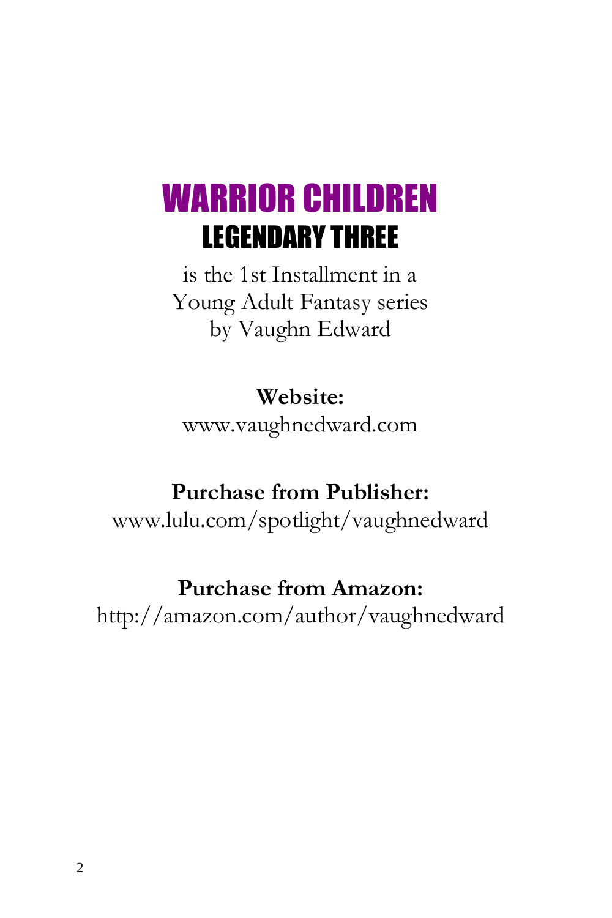# WARRIOR CHILDREN

## LEGENDARY THREE

is the 1st Installment in a
Young Adult Fantasy series
by Vaughn Edward

**Website:**
www.vaughnedward.com

**Purchase from Publisher:**
www.lulu.com/spotlight/vaughnedward

**Purchase from Amazon:**
http://amazon.com/author/vaughnedward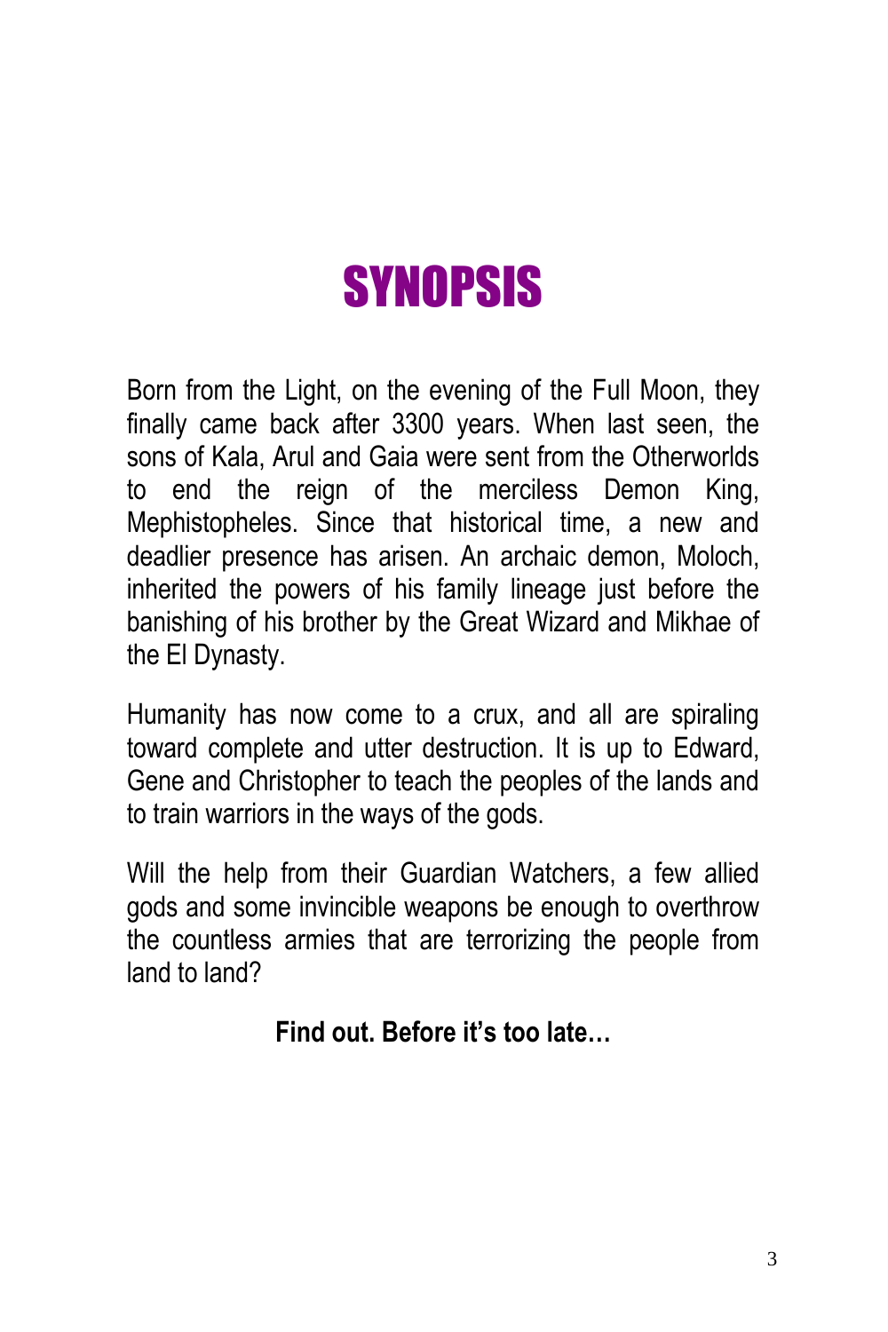# SYNOPSIS

Born from the Light, on the evening of the Full Moon, they finally came back after 3300 years. When last seen, the sons of Kala, Arul and Gaia were sent from the Otherworlds to end the reign of the merciless Demon King, Mephistopheles. Since that historical time, a new and deadlier presence has arisen. An archaic demon, Moloch, inherited the powers of his family lineage just before the banishing of his brother by the Great Wizard and Mikhae of the El Dynasty.

Humanity has now come to a crux, and all are spiraling toward complete and utter destruction. It is up to Edward, Gene and Christopher to teach the peoples of the lands and to train warriors in the ways of the gods.

Will the help from their Guardian Watchers, a few allied gods and some invincible weapons be enough to overthrow the countless armies that are terrorizing the people from land to land?

**Find out. Before it's too late…**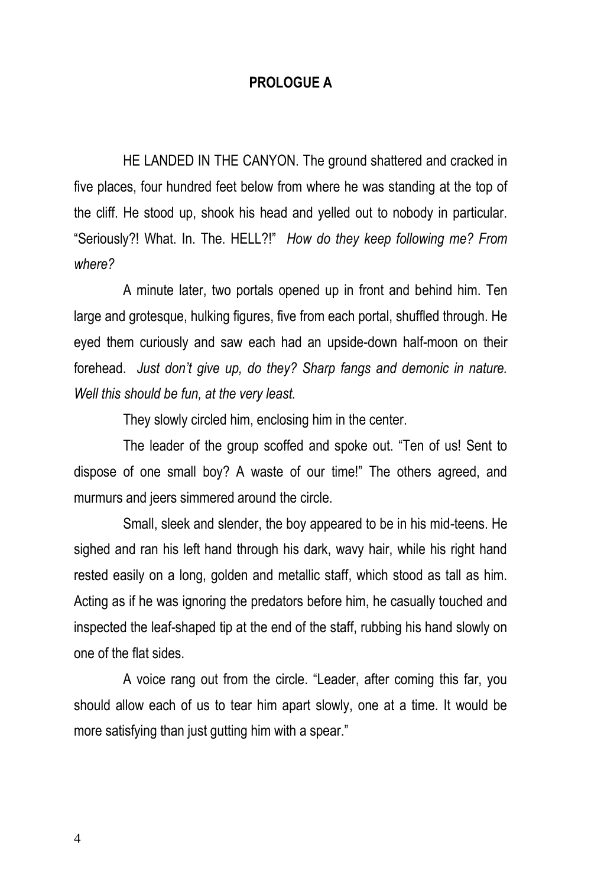# PROLOGUE A

HE LANDED IN THE CANYON. The ground shattered and cracked in five places, four hundred feet below from where he was standing at the top of the cliff. He stood up, shook his head and yelled out to nobody in particular. "Seriously?! What. In. The. HELL?!" *How do they keep following me? From where?*

A minute later, two portals opened up in front and behind him. Ten large and grotesque, hulking figures, five from each portal, shuffled through. He eyed them curiously and saw each had an upside-down half-moon on their forehead. *Just don't give up, do they? Sharp fangs and demonic in nature. Well this should be fun, at the very least.*

They slowly circled him, enclosing him in the center.

The leader of the group scoffed and spoke out. "Ten of us! Sent to dispose of one small boy? A waste of our time!" The others agreed, and murmurs and jeers simmered around the circle.

Small, sleek and slender, the boy appeared to be in his mid-teens. He sighed and ran his left hand through his dark, wavy hair, while his right hand rested easily on a long, golden and metallic staff, which stood as tall as him. Acting as if he was ignoring the predators before him, he casually touched and inspected the leaf-shaped tip at the end of the staff, rubbing his hand slowly on one of the flat sides.

A voice rang out from the circle. "Leader, after coming this far, you should allow each of us to tear him apart slowly, one at a time. It would be more satisfying than just gutting him with a spear."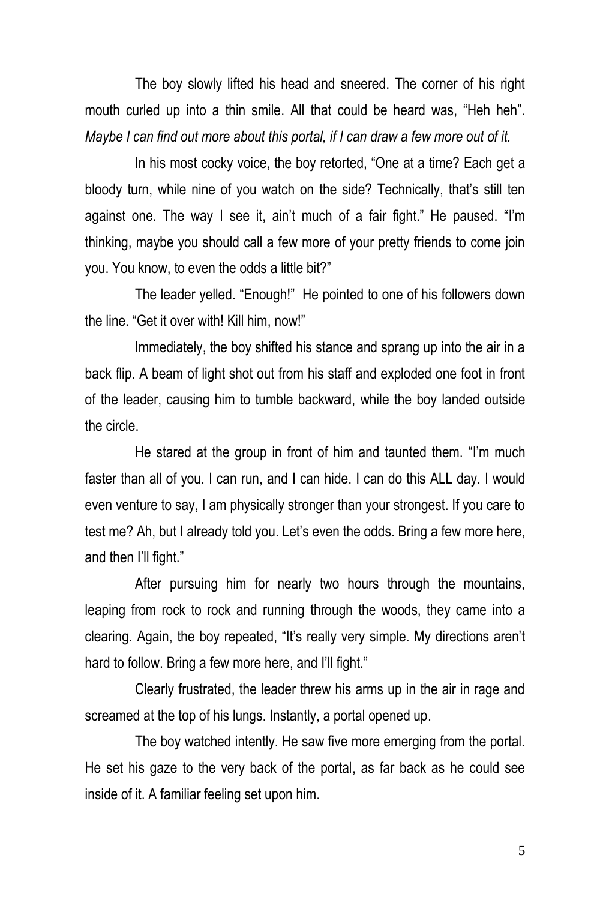The boy slowly lifted his head and sneered. The corner of his right mouth curled up into a thin smile. All that could be heard was, "Heh heh". *Maybe I can find out more about this portal, if I can draw a few more out of it.*

In his most cocky voice, the boy retorted, "One at a time? Each get a bloody turn, while nine of you watch on the side? Technically, that's still ten against one. The way I see it, ain't much of a fair fight." He paused. "I'm thinking, maybe you should call a few more of your pretty friends to come join you. You know, to even the odds a little bit?"

The leader yelled. "Enough!" He pointed to one of his followers down the line. "Get it over with! Kill him, now!"

Immediately, the boy shifted his stance and sprang up into the air in a back flip. A beam of light shot out from his staff and exploded one foot in front of the leader, causing him to tumble backward, while the boy landed outside the circle.

He stared at the group in front of him and taunted them. "I'm much faster than all of you. I can run, and I can hide. I can do this ALL day. I would even venture to say, I am physically stronger than your strongest. If you care to test me? Ah, but I already told you. Let's even the odds. Bring a few more here, and then I'll fight."

After pursuing him for nearly two hours through the mountains, leaping from rock to rock and running through the woods, they came into a clearing. Again, the boy repeated, "It's really very simple. My directions aren't hard to follow. Bring a few more here, and I'll fight."

Clearly frustrated, the leader threw his arms up in the air in rage and screamed at the top of his lungs. Instantly, a portal opened up.

The boy watched intently. He saw five more emerging from the portal. He set his gaze to the very back of the portal, as far back as he could see inside of it. A familiar feeling set upon him.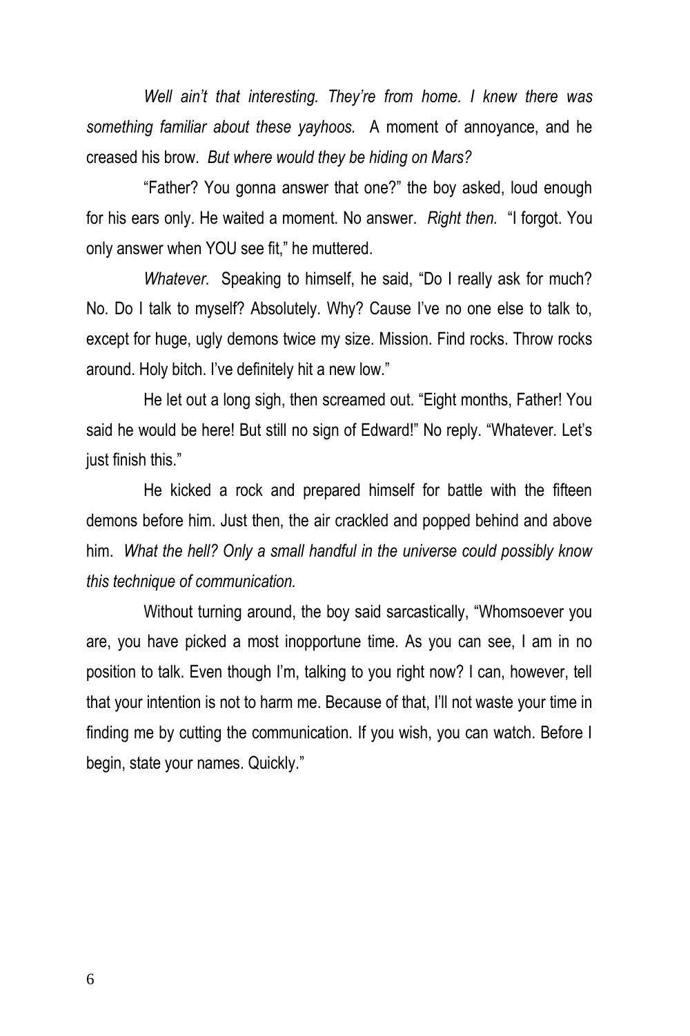*Well ain't that interesting. They're from home. I knew there was something familiar about these yayhoos.* A moment of annoyance, and he creased his brow. *But where would they be hiding on Mars?*

"Father? You gonna answer that one?" the boy asked, loud enough for his ears only. He waited a moment. No answer. *Right then.* "I forgot. You only answer when YOU see fit," he muttered.

*Whatever.* Speaking to himself, he said, "Do I really ask for much? No. Do I talk to myself? Absolutely. Why? Cause I've no one else to talk to, except for huge, ugly demons twice my size. Mission. Find rocks. Throw rocks around. Holy bitch. I've definitely hit a new low."

He let out a long sigh, then screamed out. "Eight months, Father! You said he would be here! But still no sign of Edward!" No reply. "Whatever. Let's just finish this."

He kicked a rock and prepared himself for battle with the fifteen demons before him. Just then, the air crackled and popped behind and above him. *What the hell? Only a small handful in the universe could possibly know this technique of communication.*

Without turning around, the boy said sarcastically, "Whomsoever you are, you have picked a most inopportune time. As you can see, I am in no position to talk. Even though I'm, talking to you right now? I can, however, tell that your intention is not to harm me. Because of that, I'll not waste your time in finding me by cutting the communication. If you wish, you can watch. Before I begin, state your names. Quickly."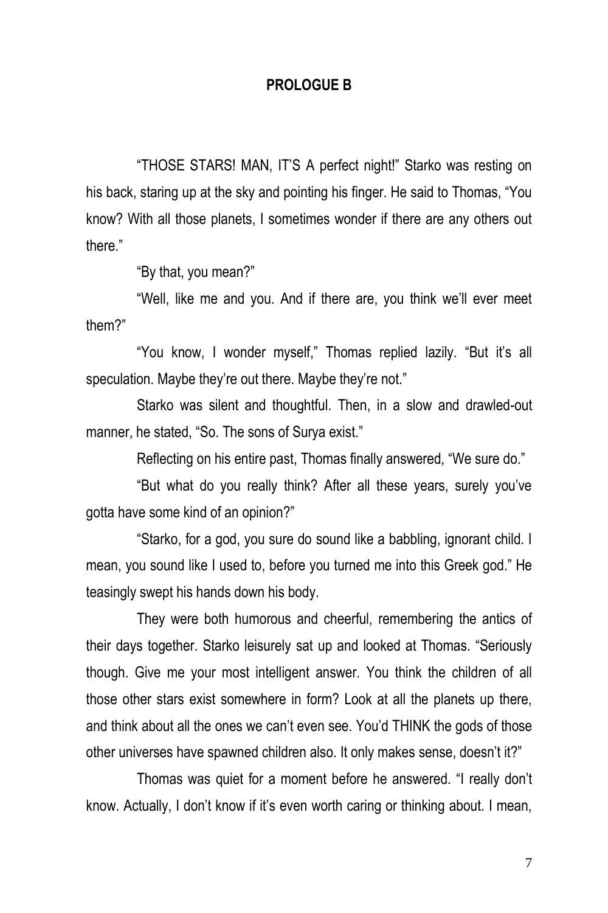## PROLOGUE B

"THOSE STARS! MAN, IT'S A perfect night!" Starko was resting on his back, staring up at the sky and pointing his finger. He said to Thomas, "You know? With all those planets, I sometimes wonder if there are any others out there."

"By that, you mean?"

"Well, like me and you. And if there are, you think we'll ever meet them?"

"You know, I wonder myself," Thomas replied lazily. "But it's all speculation. Maybe they're out there. Maybe they're not."

Starko was silent and thoughtful. Then, in a slow and drawled-out manner, he stated, "So. The sons of Surya exist."

Reflecting on his entire past, Thomas finally answered, "We sure do."

"But what do you really think? After all these years, surely you've gotta have some kind of an opinion?"

"Starko, for a god, you sure do sound like a babbling, ignorant child. I mean, you sound like I used to, before you turned me into this Greek god." He teasingly swept his hands down his body.

They were both humorous and cheerful, remembering the antics of their days together. Starko leisurely sat up and looked at Thomas. "Seriously though. Give me your most intelligent answer. You think the children of all those other stars exist somewhere in form? Look at all the planets up there, and think about all the ones we can't even see. You'd THINK the gods of those other universes have spawned children also. It only makes sense, doesn't it?"

Thomas was quiet for a moment before he answered. "I really don't know. Actually, I don't know if it's even worth caring or thinking about. I mean,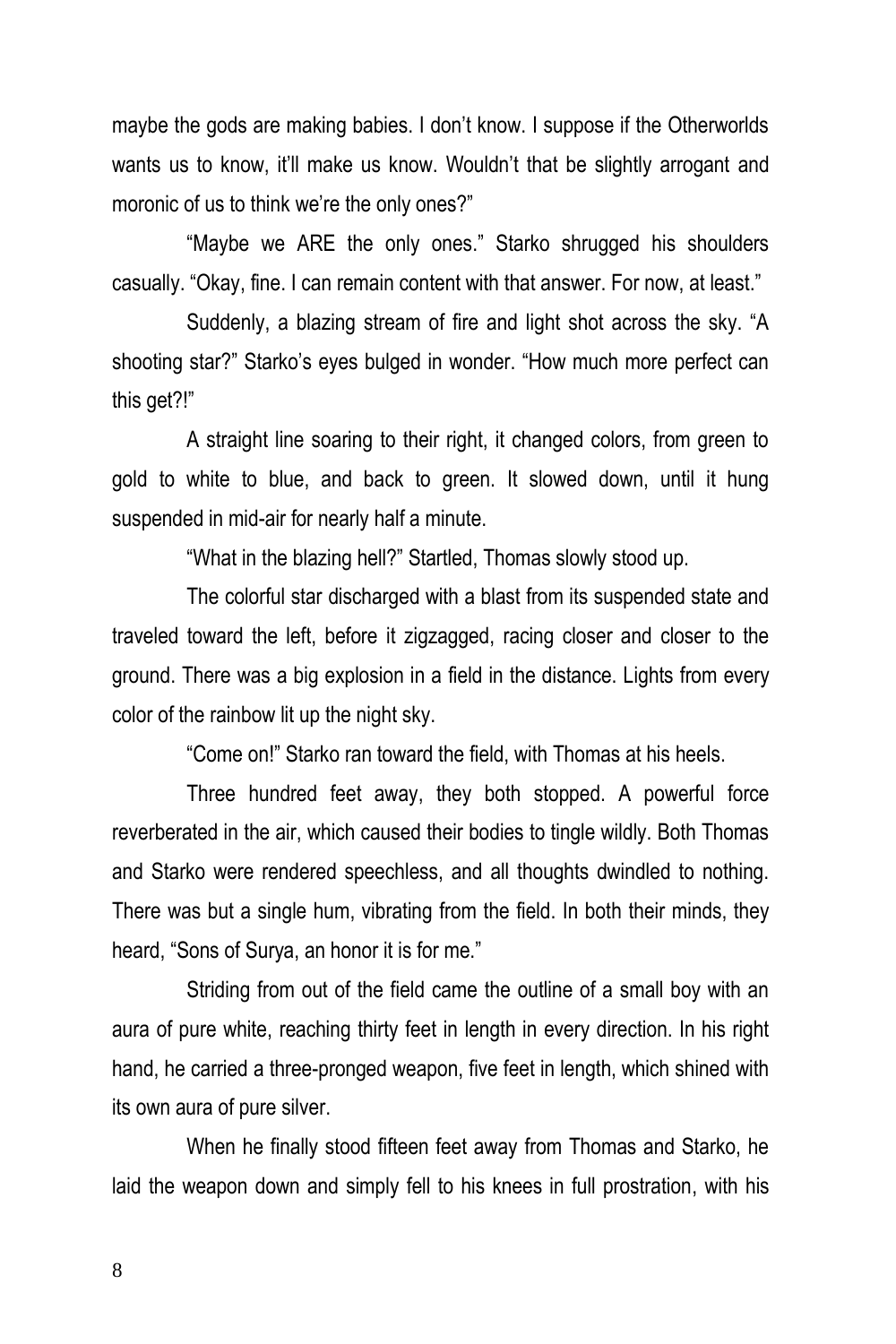maybe the gods are making babies. I don't know. I suppose if the Otherworlds wants us to know, it'll make us know. Wouldn't that be slightly arrogant and moronic of us to think we're the only ones?"

"Maybe we ARE the only ones." Starko shrugged his shoulders casually. "Okay, fine. I can remain content with that answer. For now, at least."

Suddenly, a blazing stream of fire and light shot across the sky. "A shooting star?" Starko's eyes bulged in wonder. "How much more perfect can this get?!"

A straight line soaring to their right, it changed colors, from green to gold to white to blue, and back to green. It slowed down, until it hung suspended in mid-air for nearly half a minute.

"What in the blazing hell?" Startled, Thomas slowly stood up.

The colorful star discharged with a blast from its suspended state and traveled toward the left, before it zigzagged, racing closer and closer to the ground. There was a big explosion in a field in the distance. Lights from every color of the rainbow lit up the night sky.

"Come on!" Starko ran toward the field, with Thomas at his heels.

Three hundred feet away, they both stopped. A powerful force reverberated in the air, which caused their bodies to tingle wildly. Both Thomas and Starko were rendered speechless, and all thoughts dwindled to nothing. There was but a single hum, vibrating from the field. In both their minds, they heard, "Sons of Surya, an honor it is for me."

Striding from out of the field came the outline of a small boy with an aura of pure white, reaching thirty feet in length in every direction. In his right hand, he carried a three-pronged weapon, five feet in length, which shined with its own aura of pure silver.

When he finally stood fifteen feet away from Thomas and Starko, he laid the weapon down and simply fell to his knees in full prostration, with his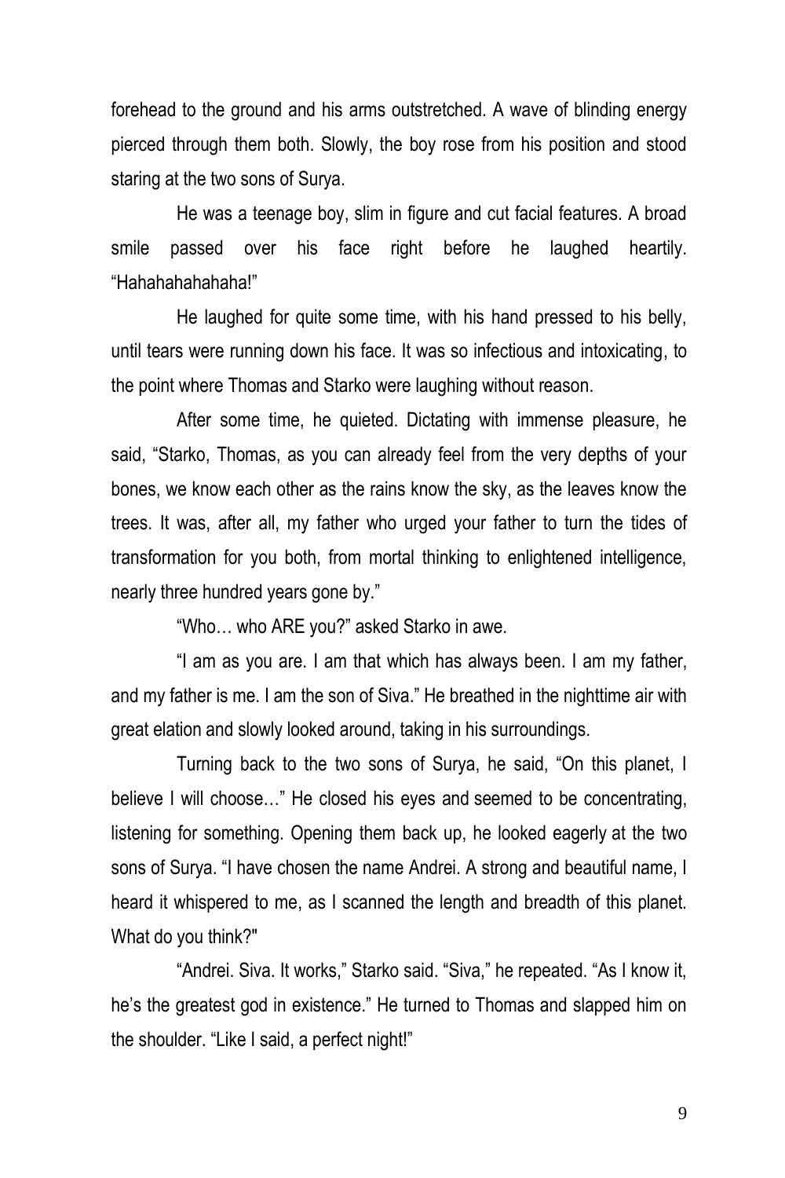forehead to the ground and his arms outstretched. A wave of blinding energy pierced through them both. Slowly, the boy rose from his position and stood staring at the two sons of Surya.

He was a teenage boy, slim in figure and cut facial features. A broad smile passed over his face right before he laughed heartily. "Hahahahahahaha!"

He laughed for quite some time, with his hand pressed to his belly, until tears were running down his face. It was so infectious and intoxicating, to the point where Thomas and Starko were laughing without reason.

After some time, he quieted. Dictating with immense pleasure, he said, "Starko, Thomas, as you can already feel from the very depths of your bones, we know each other as the rains know the sky, as the leaves know the trees. It was, after all, my father who urged your father to turn the tides of transformation for you both, from mortal thinking to enlightened intelligence, nearly three hundred years gone by."

"Who… who ARE you?" asked Starko in awe.

"I am as you are. I am that which has always been. I am my father, and my father is me. I am the son of Siva." He breathed in the nighttime air with great elation and slowly looked around, taking in his surroundings.

Turning back to the two sons of Surya, he said, "On this planet, I believe I will choose…" He closed his eyes and seemed to be concentrating, listening for something. Opening them back up, he looked eagerly at the two sons of Surya. "I have chosen the name Andrei. A strong and beautiful name, I heard it whispered to me, as I scanned the length and breadth of this planet. What do you think?"

"Andrei. Siva. It works," Starko said. "Siva," he repeated. "As I know it, he's the greatest god in existence." He turned to Thomas and slapped him on the shoulder. "Like I said, a perfect night!"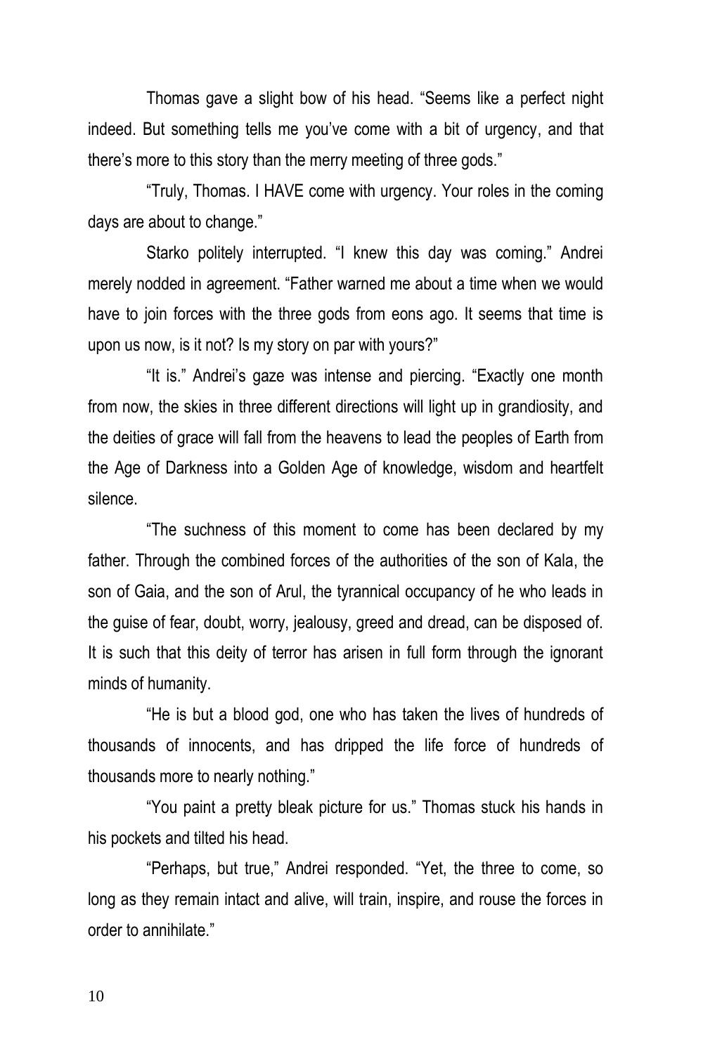Thomas gave a slight bow of his head. "Seems like a perfect night indeed. But something tells me you've come with a bit of urgency, and that there's more to this story than the merry meeting of three gods."

"Truly, Thomas. I HAVE come with urgency. Your roles in the coming days are about to change."

Starko politely interrupted. "I knew this day was coming." Andrei merely nodded in agreement. "Father warned me about a time when we would have to join forces with the three gods from eons ago. It seems that time is upon us now, is it not? Is my story on par with yours?"

"It is." Andrei's gaze was intense and piercing. "Exactly one month from now, the skies in three different directions will light up in grandiosity, and the deities of grace will fall from the heavens to lead the peoples of Earth from the Age of Darkness into a Golden Age of knowledge, wisdom and heartfelt silence.

"The suchness of this moment to come has been declared by my father. Through the combined forces of the authorities of the son of Kala, the son of Gaia, and the son of Arul, the tyrannical occupancy of he who leads in the guise of fear, doubt, worry, jealousy, greed and dread, can be disposed of. It is such that this deity of terror has arisen in full form through the ignorant minds of humanity.

"He is but a blood god, one who has taken the lives of hundreds of thousands of innocents, and has dripped the life force of hundreds of thousands more to nearly nothing."

"You paint a pretty bleak picture for us." Thomas stuck his hands in his pockets and tilted his head.

"Perhaps, but true," Andrei responded. "Yet, the three to come, so long as they remain intact and alive, will train, inspire, and rouse the forces in order to annihilate."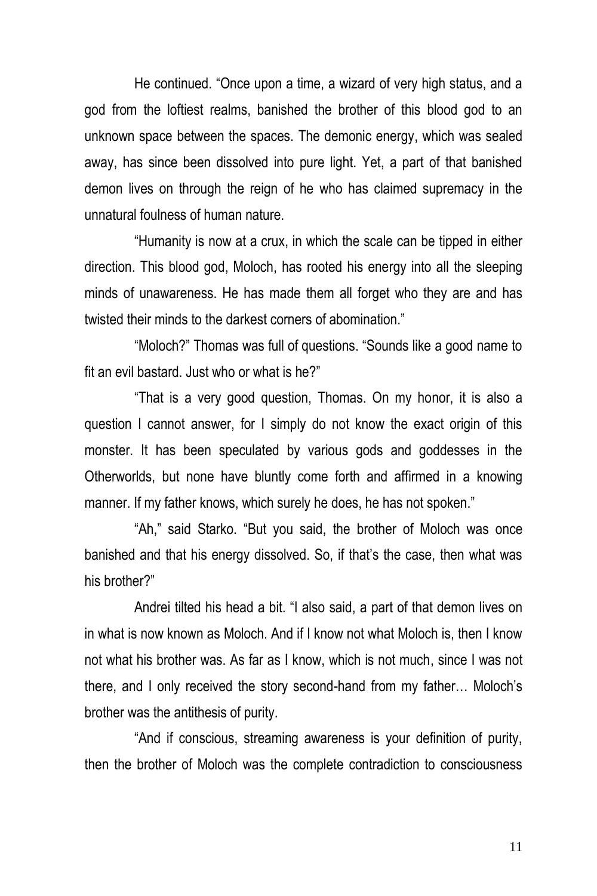He continued. "Once upon a time, a wizard of very high status, and a god from the loftiest realms, banished the brother of this blood god to an unknown space between the spaces. The demonic energy, which was sealed away, has since been dissolved into pure light. Yet, a part of that banished demon lives on through the reign of he who has claimed supremacy in the unnatural foulness of human nature.

"Humanity is now at a crux, in which the scale can be tipped in either direction. This blood god, Moloch, has rooted his energy into all the sleeping minds of unawareness. He has made them all forget who they are and has twisted their minds to the darkest corners of abomination."

"Moloch?" Thomas was full of questions. "Sounds like a good name to fit an evil bastard. Just who or what is he?"

"That is a very good question, Thomas. On my honor, it is also a question I cannot answer, for I simply do not know the exact origin of this monster. It has been speculated by various gods and goddesses in the Otherworlds, but none have bluntly come forth and affirmed in a knowing manner. If my father knows, which surely he does, he has not spoken."

"Ah," said Starko. "But you said, the brother of Moloch was once banished and that his energy dissolved. So, if that's the case, then what was his brother?"

Andrei tilted his head a bit. "I also said, a part of that demon lives on in what is now known as Moloch. And if I know not what Moloch is, then I know not what his brother was. As far as I know, which is not much, since I was not there, and I only received the story second-hand from my father… Moloch's brother was the antithesis of purity.

"And if conscious, streaming awareness is your definition of purity, then the brother of Moloch was the complete contradiction to consciousness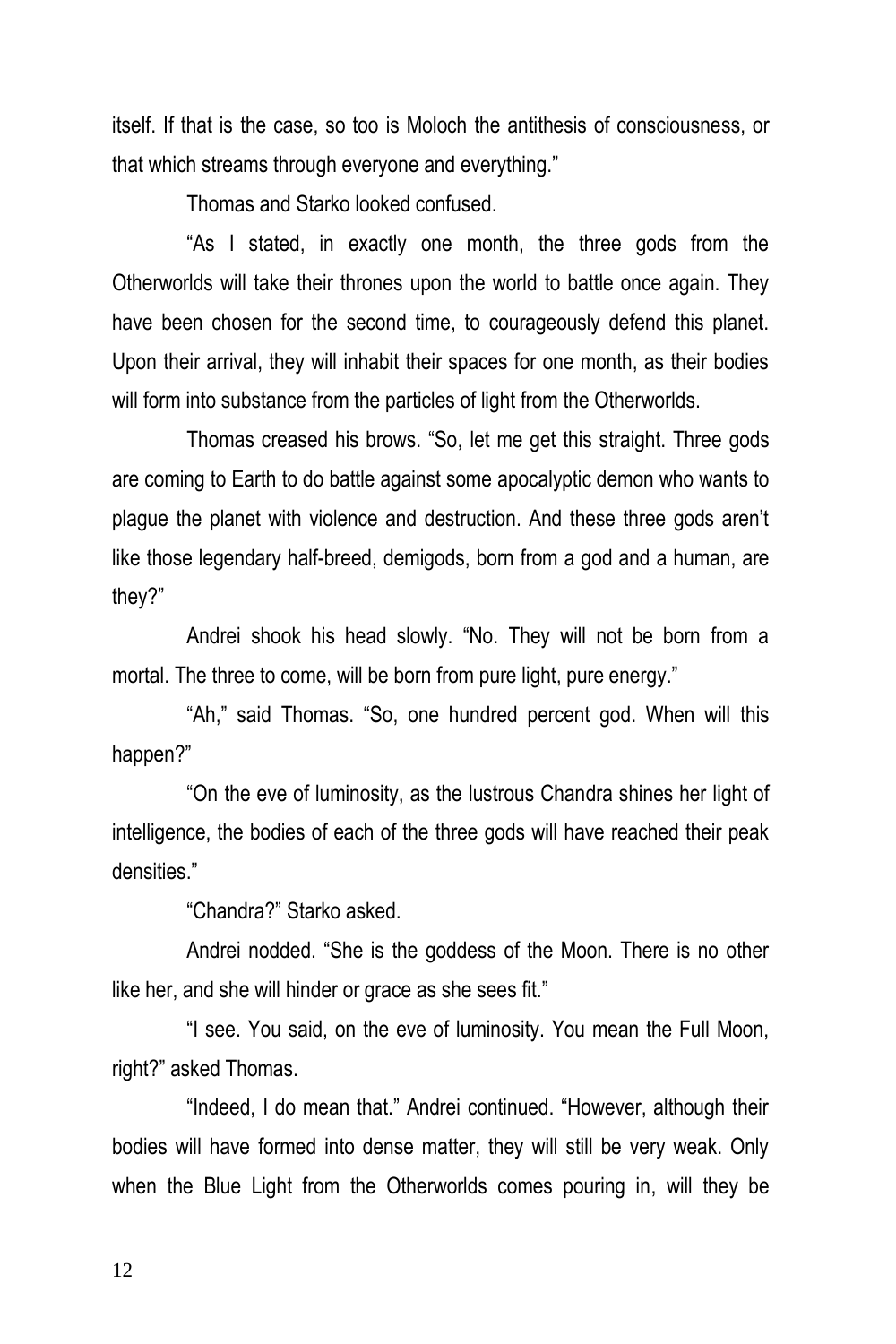itself. If that is the case, so too is Moloch the antithesis of consciousness, or that which streams through everyone and everything."

Thomas and Starko looked confused.

"As I stated, in exactly one month, the three gods from the Otherworlds will take their thrones upon the world to battle once again. They have been chosen for the second time, to courageously defend this planet. Upon their arrival, they will inhabit their spaces for one month, as their bodies will form into substance from the particles of light from the Otherworlds.

Thomas creased his brows. "So, let me get this straight. Three gods are coming to Earth to do battle against some apocalyptic demon who wants to plague the planet with violence and destruction. And these three gods aren't like those legendary half-breed, demigods, born from a god and a human, are they?"

Andrei shook his head slowly. "No. They will not be born from a mortal. The three to come, will be born from pure light, pure energy."

"Ah," said Thomas. "So, one hundred percent god. When will this happen?"

"On the eve of luminosity, as the lustrous Chandra shines her light of intelligence, the bodies of each of the three gods will have reached their peak densities."

"Chandra?" Starko asked.

Andrei nodded. "She is the goddess of the Moon. There is no other like her, and she will hinder or grace as she sees fit."

"I see. You said, on the eve of luminosity. You mean the Full Moon, right?" asked Thomas.

"Indeed, I do mean that." Andrei continued. "However, although their bodies will have formed into dense matter, they will still be very weak. Only when the Blue Light from the Otherworlds comes pouring in, will they be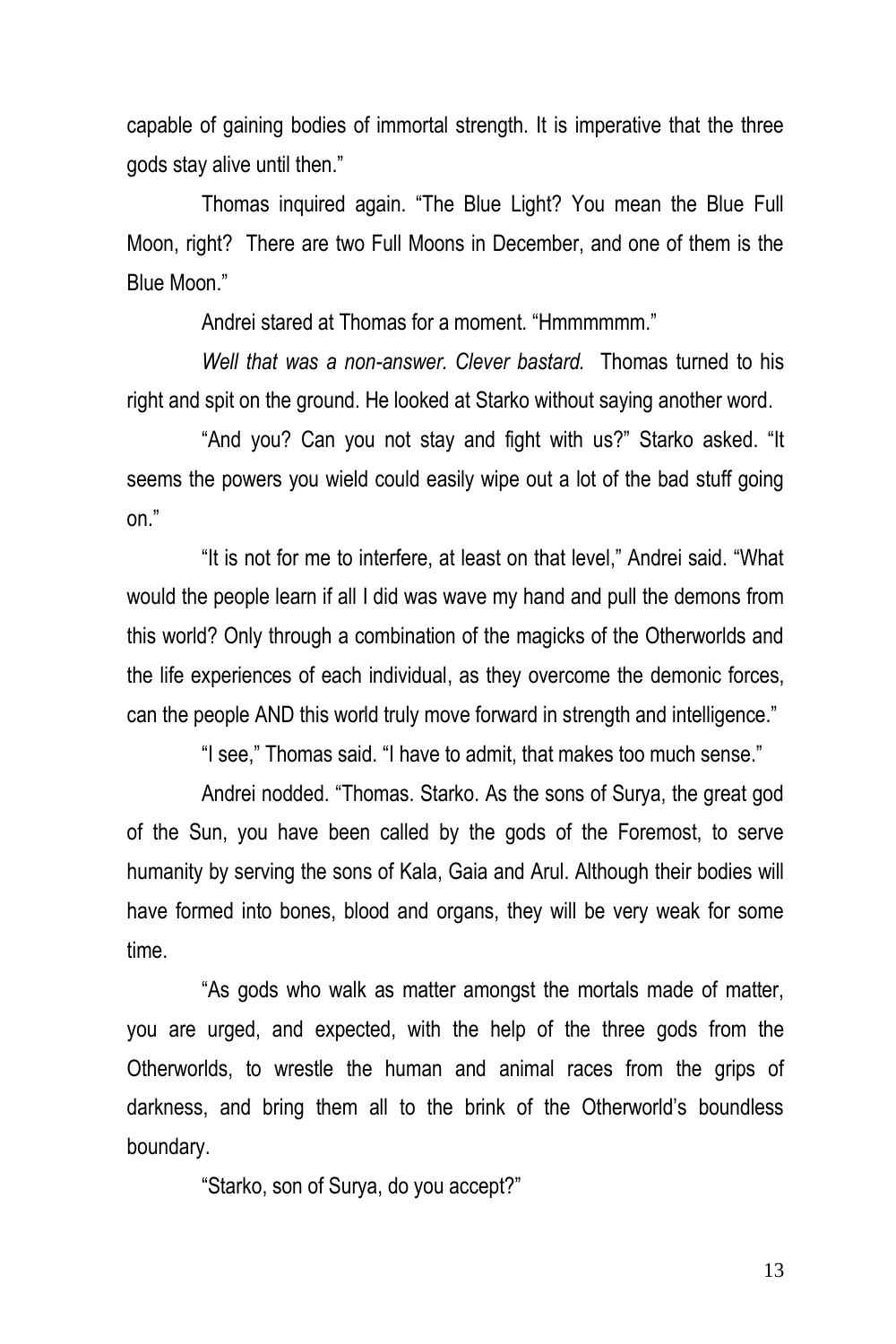capable of gaining bodies of immortal strength. It is imperative that the three gods stay alive until then."

Thomas inquired again. "The Blue Light? You mean the Blue Full Moon, right? There are two Full Moons in December, and one of them is the Blue Moon."

Andrei stared at Thomas for a moment. "Hmmmmmm."

*Well that was a non-answer. Clever bastard.* Thomas turned to his right and spit on the ground. He looked at Starko without saying another word.

"And you? Can you not stay and fight with us?" Starko asked. "It seems the powers you wield could easily wipe out a lot of the bad stuff going on."

"It is not for me to interfere, at least on that level," Andrei said. "What would the people learn if all I did was wave my hand and pull the demons from this world? Only through a combination of the magicks of the Otherworlds and the life experiences of each individual, as they overcome the demonic forces, can the people AND this world truly move forward in strength and intelligence."

"I see," Thomas said. "I have to admit, that makes too much sense."

Andrei nodded. "Thomas. Starko. As the sons of Surya, the great god of the Sun, you have been called by the gods of the Foremost, to serve humanity by serving the sons of Kala, Gaia and Arul. Although their bodies will have formed into bones, blood and organs, they will be very weak for some time.

"As gods who walk as matter amongst the mortals made of matter, you are urged, and expected, with the help of the three gods from the Otherworlds, to wrestle the human and animal races from the grips of darkness, and bring them all to the brink of the Otherworld's boundless boundary.

"Starko, son of Surya, do you accept?"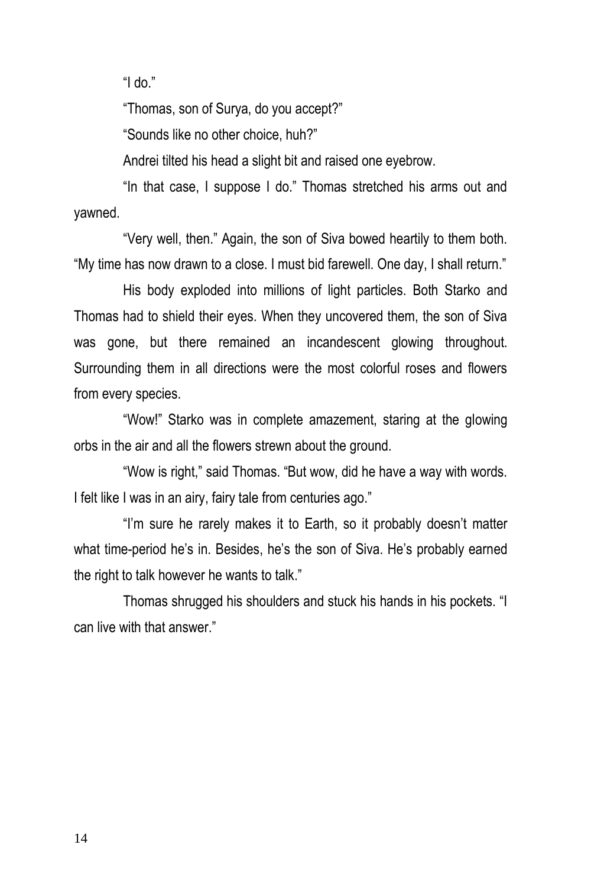"I do."

"Thomas, son of Surya, do you accept?"

"Sounds like no other choice, huh?"

Andrei tilted his head a slight bit and raised one eyebrow.

"In that case, I suppose I do." Thomas stretched his arms out and yawned.

"Very well, then." Again, the son of Siva bowed heartily to them both. "My time has now drawn to a close. I must bid farewell. One day, I shall return."

His body exploded into millions of light particles. Both Starko and Thomas had to shield their eyes. When they uncovered them, the son of Siva was gone, but there remained an incandescent glowing throughout. Surrounding them in all directions were the most colorful roses and flowers from every species.

"Wow!" Starko was in complete amazement, staring at the glowing orbs in the air and all the flowers strewn about the ground.

"Wow is right," said Thomas. "But wow, did he have a way with words. I felt like I was in an airy, fairy tale from centuries ago."

"I'm sure he rarely makes it to Earth, so it probably doesn't matter what time-period he's in. Besides, he's the son of Siva. He's probably earned the right to talk however he wants to talk."

Thomas shrugged his shoulders and stuck his hands in his pockets. "I can live with that answer."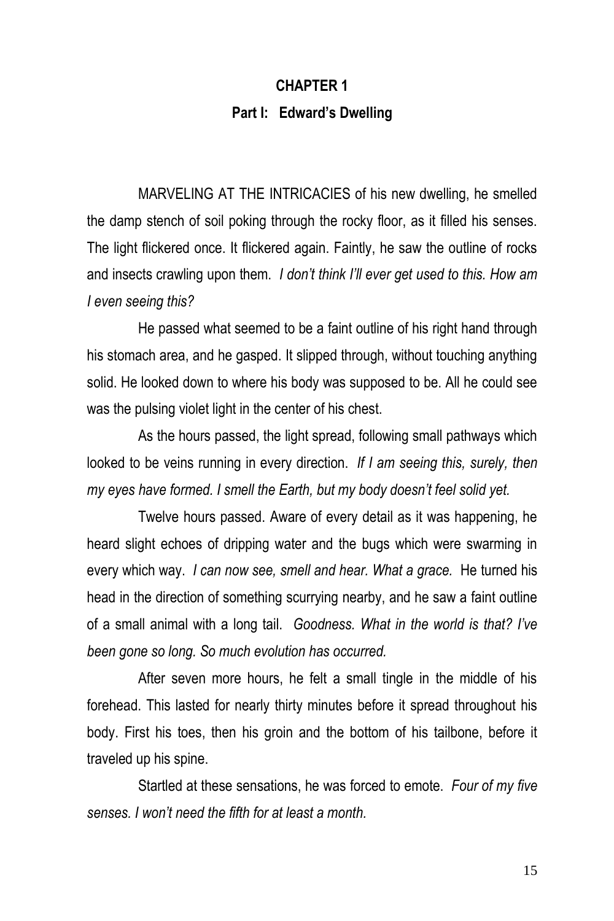# CHAPTER 1

## Part I: Edward's Dwelling

MARVELING AT THE INTRICACIES of his new dwelling, he smelled the damp stench of soil poking through the rocky floor, as it filled his senses. The light flickered once. It flickered again. Faintly, he saw the outline of rocks and insects crawling upon them. *I don't think I'll ever get used to this. How am I even seeing this?*

He passed what seemed to be a faint outline of his right hand through his stomach area, and he gasped. It slipped through, without touching anything solid. He looked down to where his body was supposed to be. All he could see was the pulsing violet light in the center of his chest.

As the hours passed, the light spread, following small pathways which looked to be veins running in every direction. *If I am seeing this, surely, then my eyes have formed. I smell the Earth, but my body doesn't feel solid yet.*

Twelve hours passed. Aware of every detail as it was happening, he heard slight echoes of dripping water and the bugs which were swarming in every which way. *I can now see, smell and hear. What a grace.* He turned his head in the direction of something scurrying nearby, and he saw a faint outline of a small animal with a long tail. *Goodness. What in the world is that? I've been gone so long. So much evolution has occurred.*

After seven more hours, he felt a small tingle in the middle of his forehead. This lasted for nearly thirty minutes before it spread throughout his body. First his toes, then his groin and the bottom of his tailbone, before it traveled up his spine.

Startled at these sensations, he was forced to emote. *Four of my five senses. I won't need the fifth for at least a month.*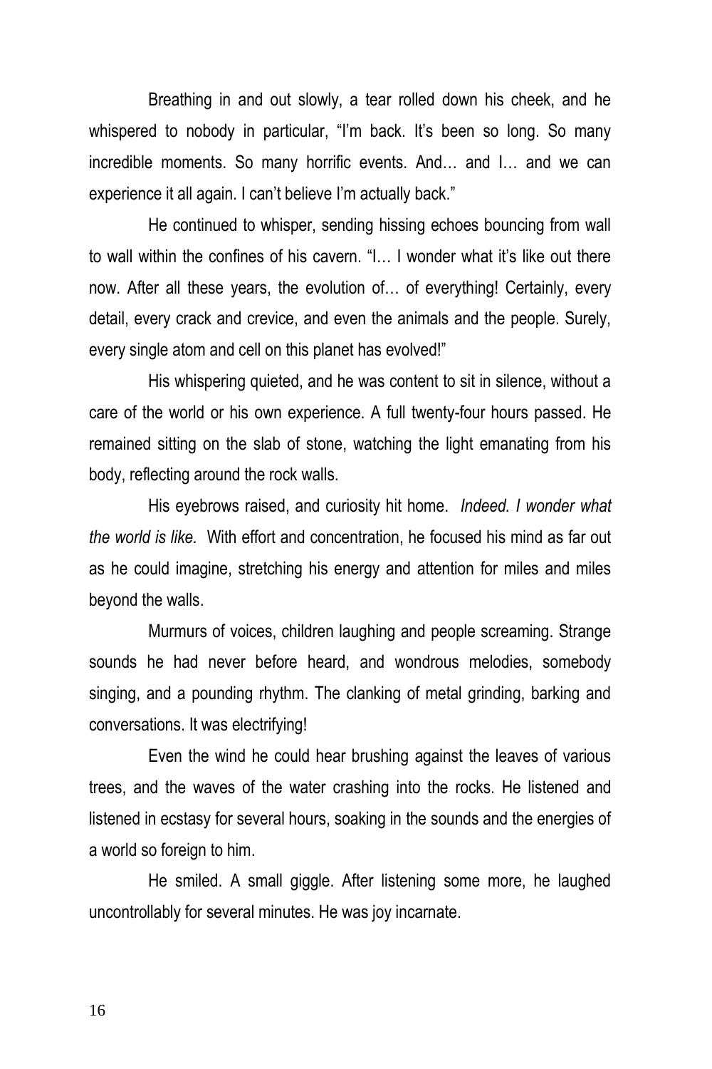Breathing in and out slowly, a tear rolled down his cheek, and he whispered to nobody in particular, "I'm back. It's been so long. So many incredible moments. So many horrific events. And… and I… and we can experience it all again. I can't believe I'm actually back."

He continued to whisper, sending hissing echoes bouncing from wall to wall within the confines of his cavern. "I… I wonder what it's like out there now. After all these years, the evolution of… of everything! Certainly, every detail, every crack and crevice, and even the animals and the people. Surely, every single atom and cell on this planet has evolved!"

His whispering quieted, and he was content to sit in silence, without a care of the world or his own experience. A full twenty-four hours passed. He remained sitting on the slab of stone, watching the light emanating from his body, reflecting around the rock walls.

His eyebrows raised, and curiosity hit home. *Indeed. I wonder what the world is like.* With effort and concentration, he focused his mind as far out as he could imagine, stretching his energy and attention for miles and miles beyond the walls.

Murmurs of voices, children laughing and people screaming. Strange sounds he had never before heard, and wondrous melodies, somebody singing, and a pounding rhythm. The clanking of metal grinding, barking and conversations. It was electrifying!

Even the wind he could hear brushing against the leaves of various trees, and the waves of the water crashing into the rocks. He listened and listened in ecstasy for several hours, soaking in the sounds and the energies of a world so foreign to him.

He smiled. A small giggle. After listening some more, he laughed uncontrollably for several minutes. He was joy incarnate.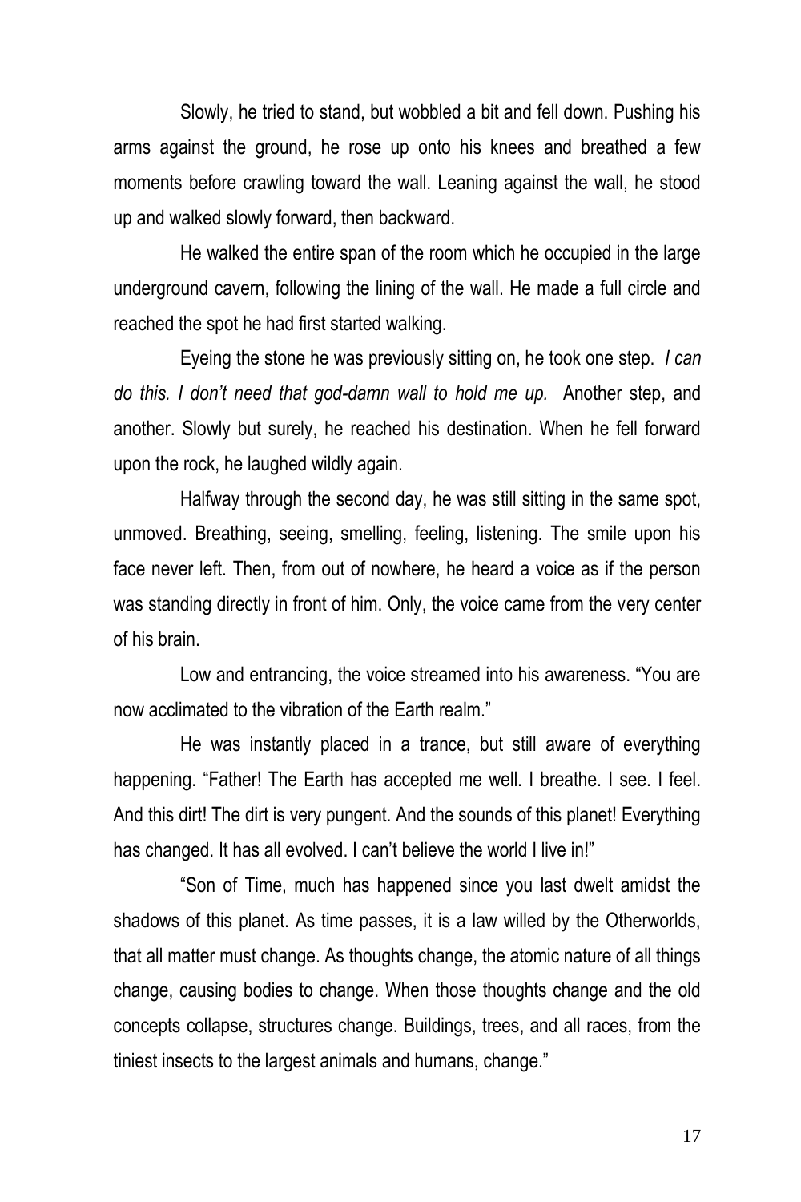Slowly, he tried to stand, but wobbled a bit and fell down. Pushing his arms against the ground, he rose up onto his knees and breathed a few moments before crawling toward the wall. Leaning against the wall, he stood up and walked slowly forward, then backward.

He walked the entire span of the room which he occupied in the large underground cavern, following the lining of the wall. He made a full circle and reached the spot he had first started walking.

Eyeing the stone he was previously sitting on, he took one step. *I can do this. I don't need that god-damn wall to hold me up.* Another step, and another. Slowly but surely, he reached his destination. When he fell forward upon the rock, he laughed wildly again.

Halfway through the second day, he was still sitting in the same spot, unmoved. Breathing, seeing, smelling, feeling, listening. The smile upon his face never left. Then, from out of nowhere, he heard a voice as if the person was standing directly in front of him. Only, the voice came from the very center of his brain.

Low and entrancing, the voice streamed into his awareness. "You are now acclimated to the vibration of the Earth realm."

He was instantly placed in a trance, but still aware of everything happening. "Father! The Earth has accepted me well. I breathe. I see. I feel. And this dirt! The dirt is very pungent. And the sounds of this planet! Everything has changed. It has all evolved. I can't believe the world I live in!"

"Son of Time, much has happened since you last dwelt amidst the shadows of this planet. As time passes, it is a law willed by the Otherworlds, that all matter must change. As thoughts change, the atomic nature of all things change, causing bodies to change. When those thoughts change and the old concepts collapse, structures change. Buildings, trees, and all races, from the tiniest insects to the largest animals and humans, change."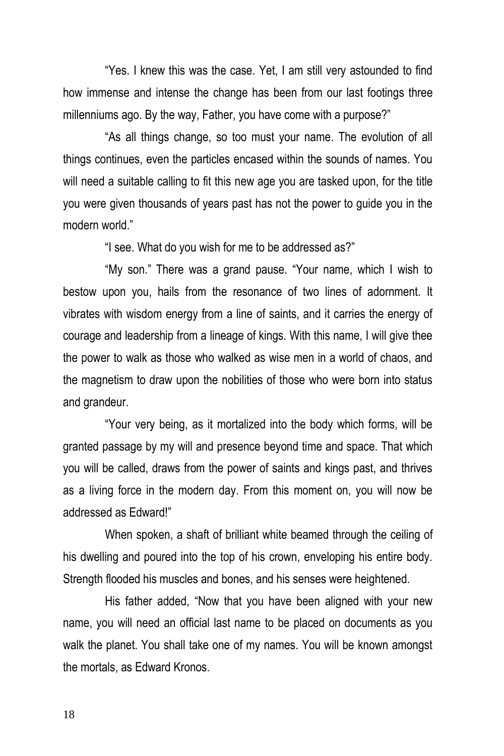"Yes. I knew this was the case. Yet, I am still very astounded to find how immense and intense the change has been from our last footings three millenniums ago. By the way, Father, you have come with a purpose?"

"As all things change, so too must your name. The evolution of all things continues, even the particles encased within the sounds of names. You will need a suitable calling to fit this new age you are tasked upon, for the title you were given thousands of years past has not the power to guide you in the modern world."

"I see. What do you wish for me to be addressed as?"

"My son." There was a grand pause. "Your name, which I wish to bestow upon you, hails from the resonance of two lines of adornment. It vibrates with wisdom energy from a line of saints, and it carries the energy of courage and leadership from a lineage of kings. With this name, I will give thee the power to walk as those who walked as wise men in a world of chaos, and the magnetism to draw upon the nobilities of those who were born into status and grandeur.

"Your very being, as it mortalized into the body which forms, will be granted passage by my will and presence beyond time and space. That which you will be called, draws from the power of saints and kings past, and thrives as a living force in the modern day. From this moment on, you will now be addressed as Edward!"

When spoken, a shaft of brilliant white beamed through the ceiling of his dwelling and poured into the top of his crown, enveloping his entire body. Strength flooded his muscles and bones, and his senses were heightened.

His father added, "Now that you have been aligned with your new name, you will need an official last name to be placed on documents as you walk the planet. You shall take one of my names. You will be known amongst the mortals, as Edward Kronos.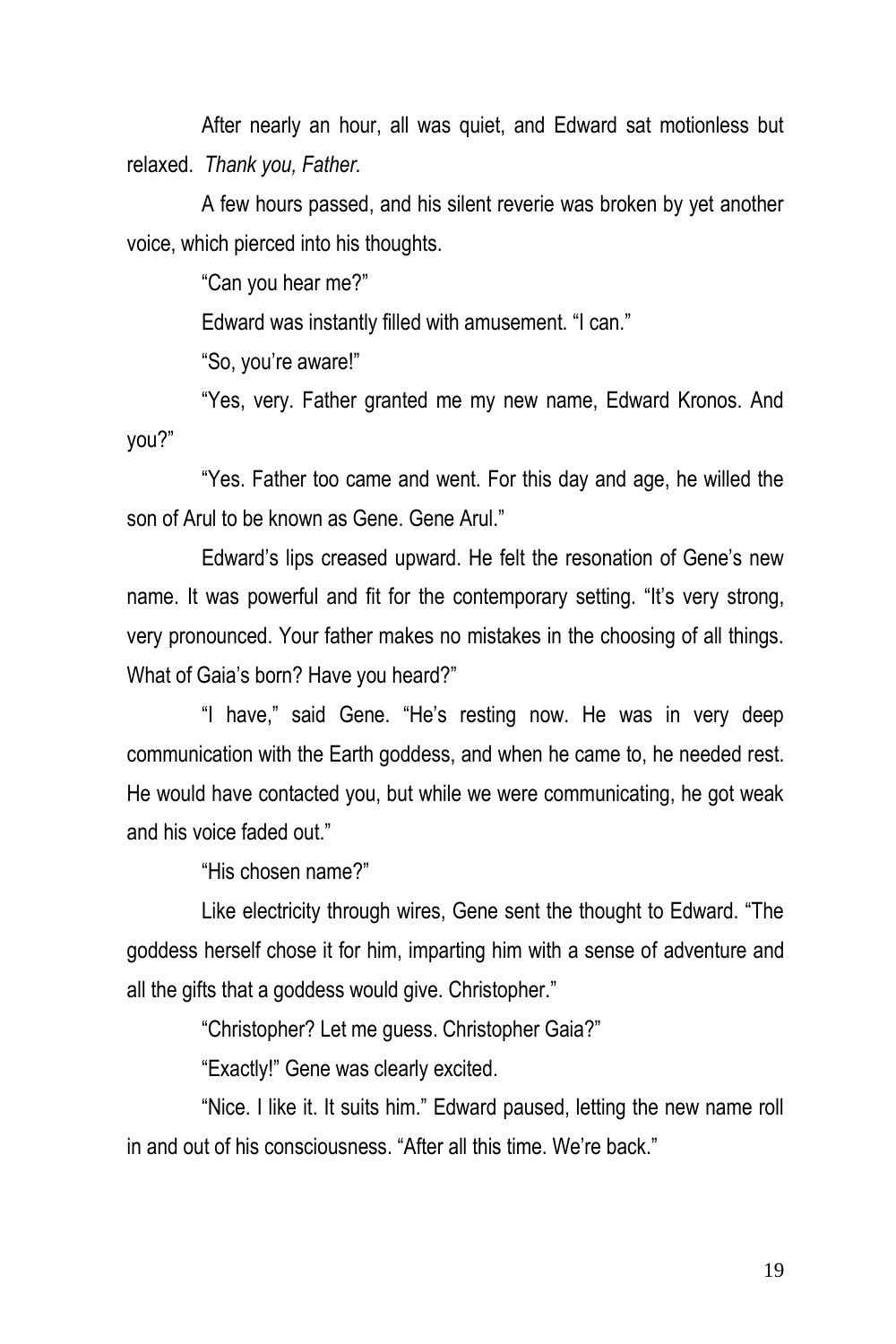After nearly an hour, all was quiet, and Edward sat motionless but relaxed. *Thank you, Father.*

A few hours passed, and his silent reverie was broken by yet another voice, which pierced into his thoughts.

"Can you hear me?"

Edward was instantly filled with amusement. "I can."

"So, you're aware!"

"Yes, very. Father granted me my new name, Edward Kronos. And you?"

"Yes. Father too came and went. For this day and age, he willed the son of Arul to be known as Gene. Gene Arul."

Edward's lips creased upward. He felt the resonation of Gene's new name. It was powerful and fit for the contemporary setting. "It's very strong, very pronounced. Your father makes no mistakes in the choosing of all things. What of Gaia's born? Have you heard?"

"I have," said Gene. "He's resting now. He was in very deep communication with the Earth goddess, and when he came to, he needed rest. He would have contacted you, but while we were communicating, he got weak and his voice faded out."

"His chosen name?"

Like electricity through wires, Gene sent the thought to Edward. "The goddess herself chose it for him, imparting him with a sense of adventure and all the gifts that a goddess would give. Christopher."

"Christopher? Let me guess. Christopher Gaia?"

"Exactly!" Gene was clearly excited.

"Nice. I like it. It suits him." Edward paused, letting the new name roll in and out of his consciousness. "After all this time. We're back."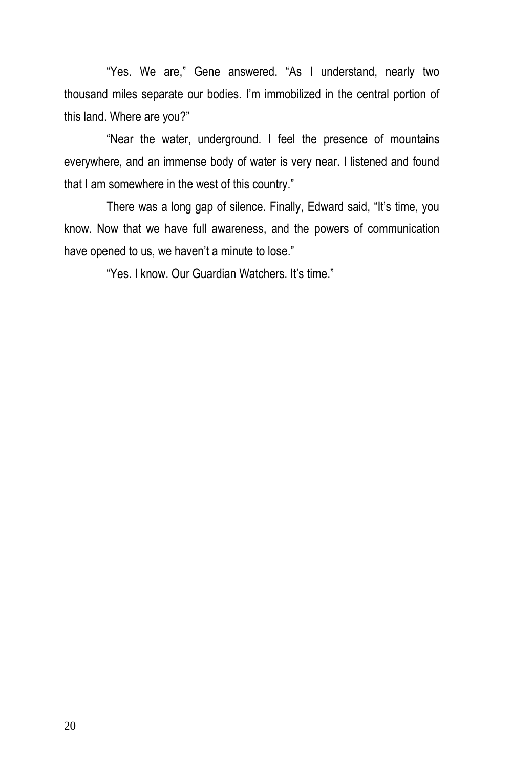"Yes. We are," Gene answered. "As I understand, nearly two thousand miles separate our bodies. I'm immobilized in the central portion of this land. Where are you?"

"Near the water, underground. I feel the presence of mountains everywhere, and an immense body of water is very near. I listened and found that I am somewhere in the west of this country."

There was a long gap of silence. Finally, Edward said, "It's time, you know. Now that we have full awareness, and the powers of communication have opened to us, we haven't a minute to lose."

"Yes. I know. Our Guardian Watchers. It's time."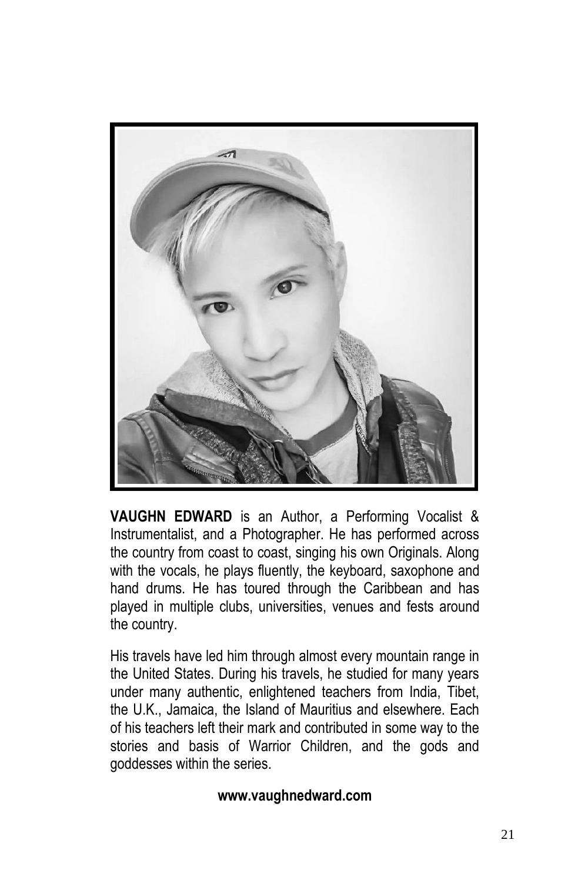**VAUGHN EDWARD** is an Author, a Performing Vocalist & Instrumentalist, and a Photographer. He has performed across the country from coast to coast, singing his own Originals. Along with the vocals, he plays fluently, the keyboard, saxophone and hand drums. He has toured through the Caribbean and has played in multiple clubs, universities, venues and fests around the country.

His travels have led him through almost every mountain range in the United States. During his travels, he studied for many years under many authentic, enlightened teachers from India, Tibet, the U.K., Jamaica, the Island of Mauritius and elsewhere. Each of his teachers left their mark and contributed in some way to the stories and basis of Warrior Children, and the gods and goddesses within the series.

**www.vaughnedward.com**